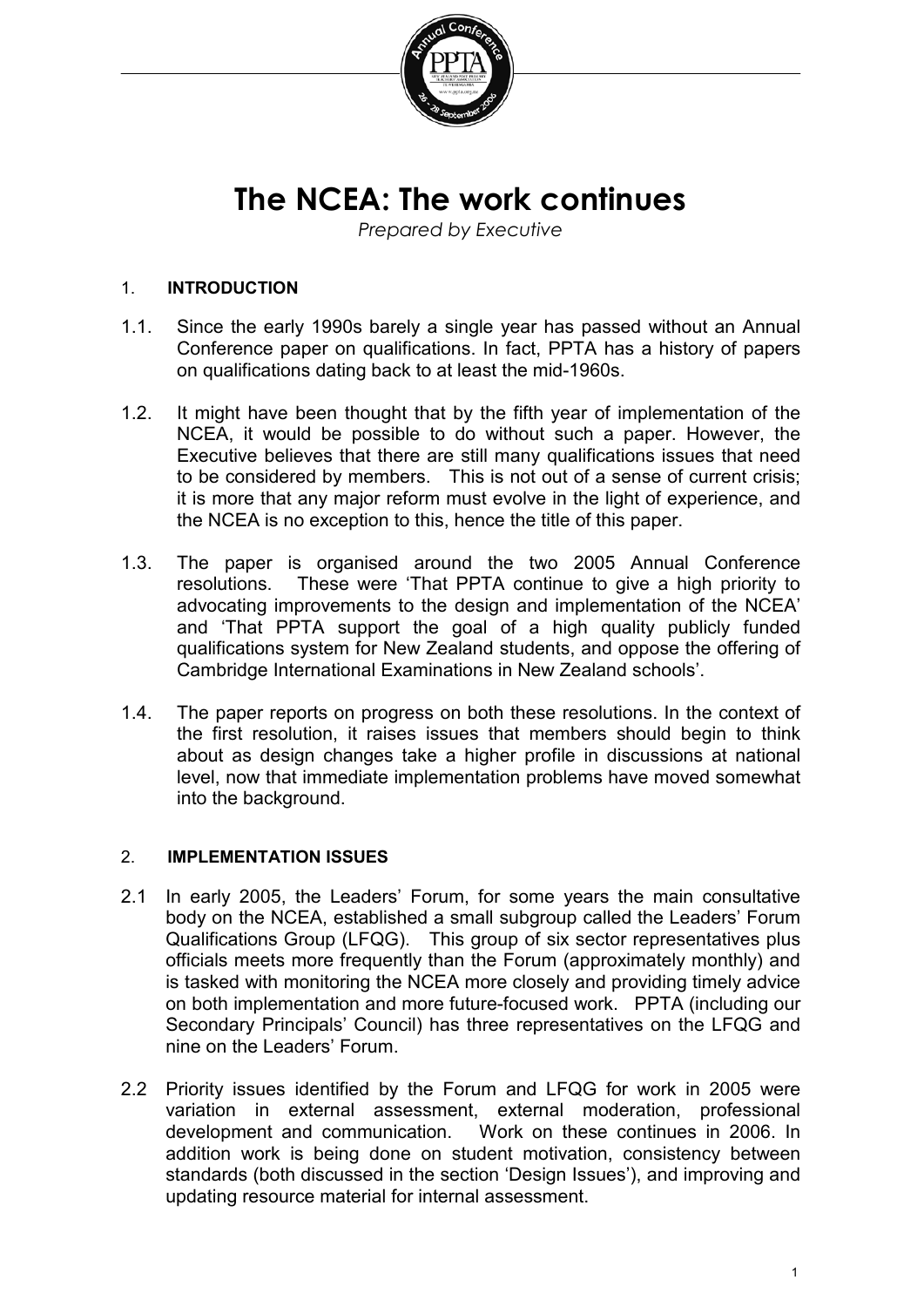# The NCEA: The work continues

*Prepared by Executive*

## 1. INTRODUCTION

1.1. Since the early 1990s barely a single year has passed without an Annual Conference paper on qualifications. In fact, PPTA has a history of papers on qualifications dating back to at least the mid-1960s.

1.2. It might have been thought that by the fifth year of implementation of the NCEA, it would be possible to do without such a paper. However, the Executive believes that there are still many qualifications issues that need to be considered by members. This is not out of a sense of current crisis; it is more that any major reform must evolve in the light of experience, and the NCEA is no exception to this, hence the title of this paper.

1.3. The paper is organised around the two 2005 Annual Conference resolutions. These were 'That PPTA continue to give a high priority to advocating improvements to the design and implementation of the NCEA' and 'That PPTA support the goal of a high quality publicly funded qualifications system for New Zealand students, and oppose the offering of Cambridge International Examinations in New Zealand schools'.

1.4. The paper reports on progress on both these resolutions. In the context of the first resolution, it raises issues that members should begin to think about as design changes take a higher profile in discussions at national level, now that immediate implementation problems have moved somewhat into the background.

## 2. IMPLEMENTATION ISSUES

2.1 In early 2005, the Leaders' Forum, for some years the main consultative body on the NCEA, established a small subgroup called the Leaders' Forum Qualifications Group (LFQG). This group of six sector representatives plus officials meets more frequently than the Forum (approximately monthly) and is tasked with monitoring the NCEA more closely and providing timely advice on both implementation and more future-focused work. PPTA (including our Secondary Principals' Council) has three representatives on the LFQG and nine on the Leaders' Forum.

2.2 Priority issues identified by the Forum and LFQG for work in 2005 were variation in external assessment, external moderation, professional development and communication. Work on these continues in 2006. In addition work is being done on student motivation, consistency between standards (both discussed in the section 'Design Issues'), and improving and updating resource material for internal assessment.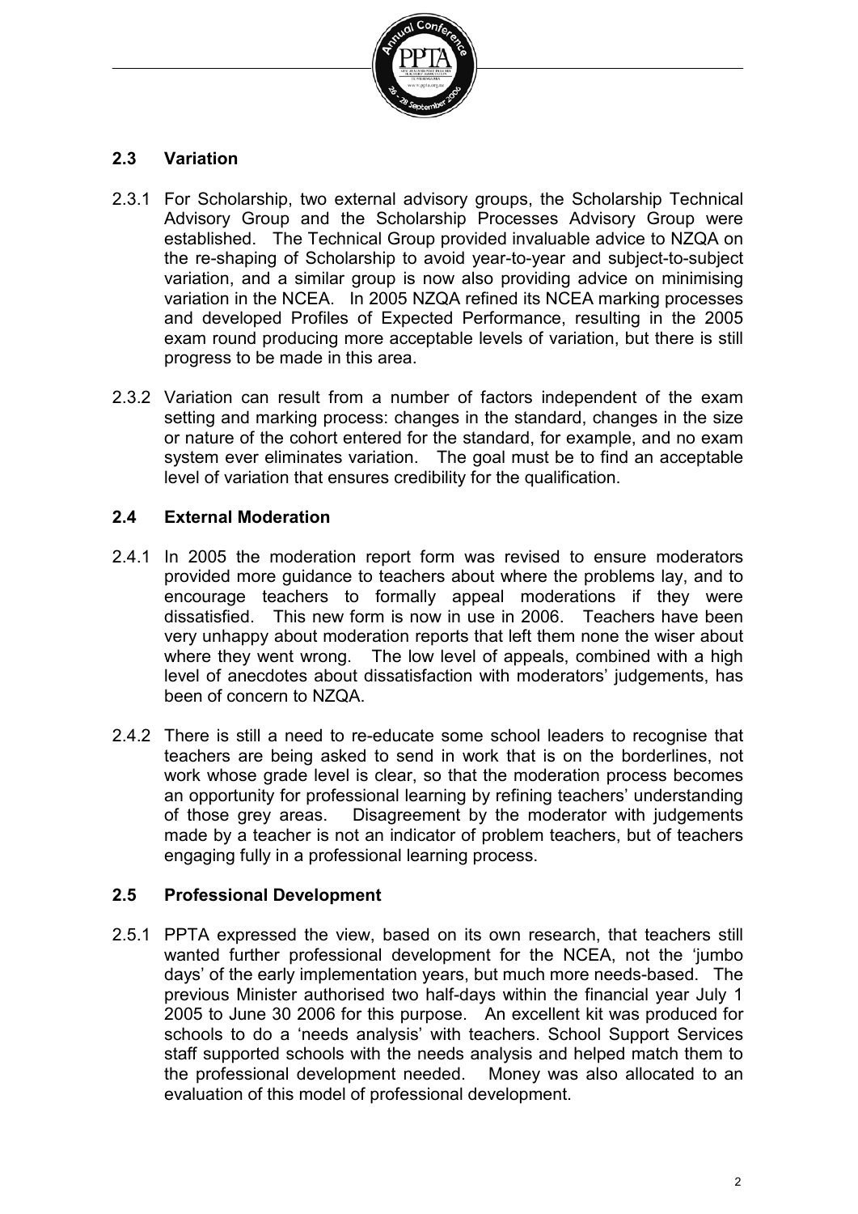## 2.3 Variation

2.3.1 For Scholarship, two external advisory groups, the Scholarship Technical Advisory Group and the Scholarship Processes Advisory Group were established. The Technical Group provided invaluable advice to NZQA on the re-shaping of Scholarship to avoid year-to-year and subject-to-subject variation, and a similar group is now also providing advice on minimising variation in the NCEA. In 2005 NZQA refined its NCEA marking processes and developed Profiles of Expected Performance, resulting in the 2005 exam round producing more acceptable levels of variation, but there is still progress to be made in this area.

2.3.2 Variation can result from a number of factors independent of the exam setting and marking process: changes in the standard, changes in the size or nature of the cohort entered for the standard, for example, and no exam system ever eliminates variation. The goal must be to find an acceptable level of variation that ensures credibility for the qualification.

## 2.4 External Moderation

2.4.1 In 2005 the moderation report form was revised to ensure moderators provided more guidance to teachers about where the problems lay, and to encourage teachers to formally appeal moderations if they were dissatisfied. This new form is now in use in 2006. Teachers have been very unhappy about moderation reports that left them none the wiser about where they went wrong. The low level of appeals, combined with a high level of anecdotes about dissatisfaction with moderators' judgements, has been of concern to NZQA.

2.4.2 There is still a need to re-educate some school leaders to recognise that teachers are being asked to send in work that is on the borderlines, not work whose grade level is clear, so that the moderation process becomes an opportunity for professional learning by refining teachers' understanding of those grey areas. Disagreement by the moderator with judgements made by a teacher is not an indicator of problem teachers, but of teachers engaging fully in a professional learning process.

## 2.5 Professional Development

2.5.1 PPTA expressed the view, based on its own research, that teachers still wanted further professional development for the NCEA, not the 'jumbo days' of the early implementation years, but much more needs-based. The previous Minister authorised two half-days within the financial year July 1 2005 to June 30 2006 for this purpose. An excellent kit was produced for schools to do a 'needs analysis' with teachers. School Support Services staff supported schools with the needs analysis and helped match them to the professional development needed. Money was also allocated to an evaluation of this model of professional development.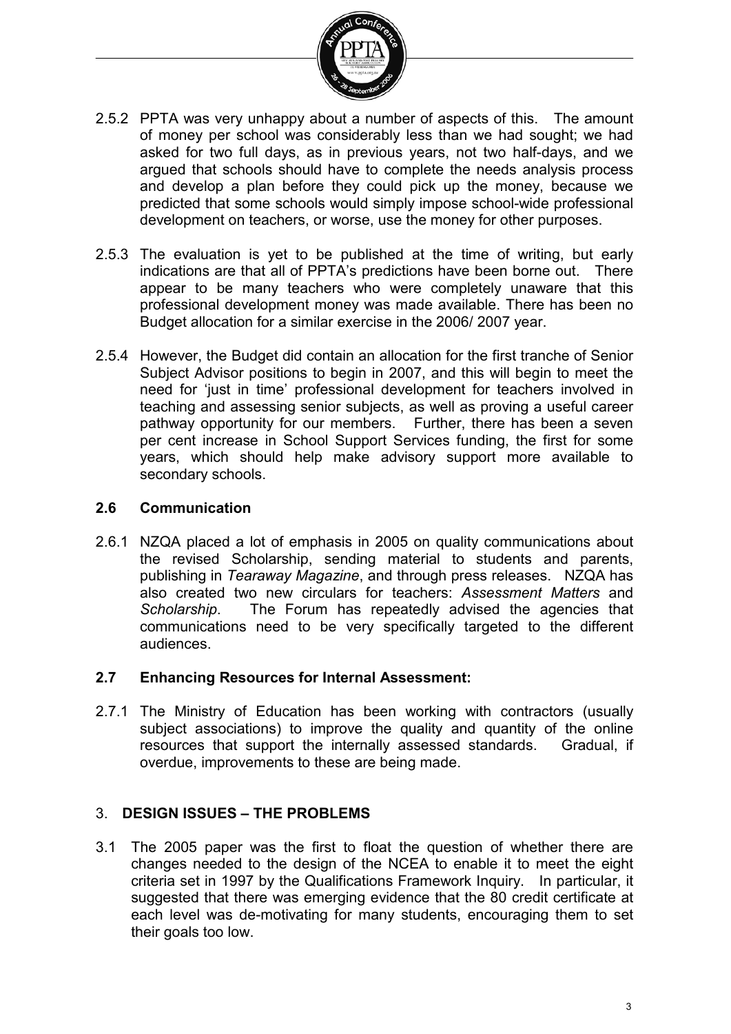2.5.2 PPTA was very unhappy about a number of aspects of this. The amount of money per school was considerably less than we had sought; we had asked for two full days, as in previous years, not two half-days, and we argued that schools should have to complete the needs analysis process and develop a plan before they could pick up the money, because we predicted that some schools would simply impose school-wide professional development on teachers, or worse, use the money for other purposes.

2.5.3 The evaluation is yet to be published at the time of writing, but early indications are that all of PPTA's predictions have been borne out. There appear to be many teachers who were completely unaware that this professional development money was made available. There has been no Budget allocation for a similar exercise in the 2006/ 2007 year.

2.5.4 However, the Budget did contain an allocation for the first tranche of Senior Subject Advisor positions to begin in 2007, and this will begin to meet the need for 'just in time' professional development for teachers involved in teaching and assessing senior subjects, as well as proving a useful career pathway opportunity for our members. Further, there has been a seven per cent increase in School Support Services funding, the first for some years, which should help make advisory support more available to secondary schools.

### 2.6 Communication

2.6.1 NZQA placed a lot of emphasis in 2005 on quality communications about the revised Scholarship, sending material to students and parents, publishing in *Tearaway Magazine*, and through press releases. NZQA has also created two new circulars for teachers: *Assessment Matters* and *Scholarship*. The Forum has repeatedly advised the agencies that communications need to be very specifically targeted to the different audiences.

### 2.7 Enhancing Resources for Internal Assessment:

2.7.1 The Ministry of Education has been working with contractors (usually subject associations) to improve the quality and quantity of the online resources that support the internally assessed standards. Gradual, if overdue, improvements to these are being made.

## 3. DESIGN ISSUES – THE PROBLEMS

3.1 The 2005 paper was the first to float the question of whether there are changes needed to the design of the NCEA to enable it to meet the eight criteria set in 1997 by the Qualifications Framework Inquiry. In particular, it suggested that there was emerging evidence that the 80 credit certificate at each level was de-motivating for many students, encouraging them to set their goals too low.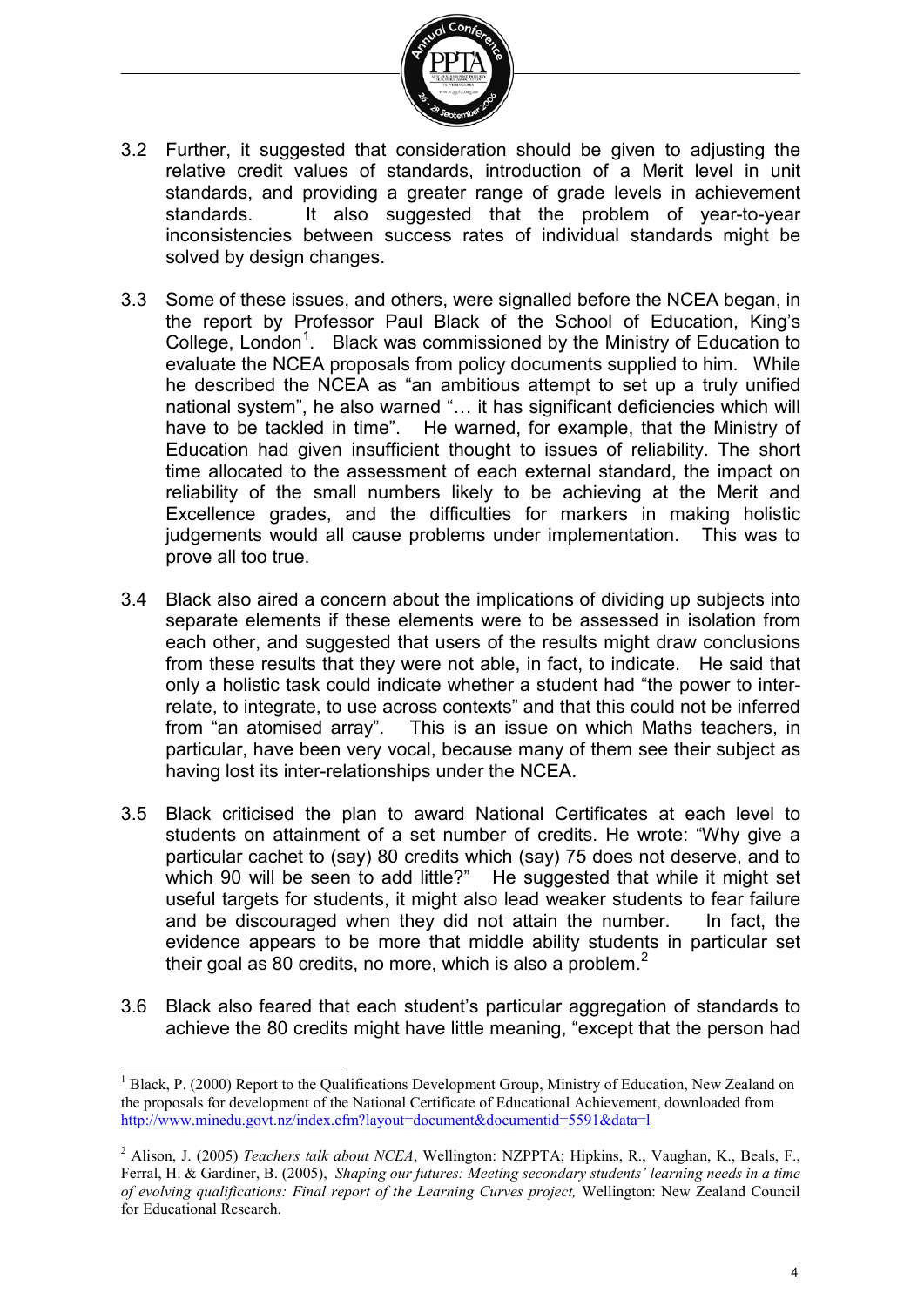3.2 Further, it suggested that consideration should be given to adjusting the relative credit values of standards, introduction of a Merit level in unit standards, and providing a greater range of grade levels in achievement standards. It also suggested that the problem of year-to-year inconsistencies between success rates of individual standards might be solved by design changes.

3.3 Some of these issues, and others, were signalled before the NCEA began, in the report by Professor Paul Black of the School of Education, King's College, London[1]. Black was commissioned by the Ministry of Education to evaluate the NCEA proposals from policy documents supplied to him. While he described the NCEA as "an ambitious attempt to set up a truly unified national system", he also warned "… it has significant deficiencies which will have to be tackled in time". He warned, for example, that the Ministry of Education had given insufficient thought to issues of reliability. The short time allocated to the assessment of each external standard, the impact on reliability of the small numbers likely to be achieving at the Merit and Excellence grades, and the difficulties for markers in making holistic judgements would all cause problems under implementation. This was to prove all too true.

3.4 Black also aired a concern about the implications of dividing up subjects into separate elements if these elements were to be assessed in isolation from each other, and suggested that users of the results might draw conclusions from these results that they were not able, in fact, to indicate. He said that only a holistic task could indicate whether a student had "the power to inter-relate, to integrate, to use across contexts" and that this could not be inferred from "an atomised array". This is an issue on which Maths teachers, in particular, have been very vocal, because many of them see their subject as having lost its inter-relationships under the NCEA.

3.5 Black criticised the plan to award National Certificates at each level to students on attainment of a set number of credits. He wrote: "Why give a particular cachet to (say) 80 credits which (say) 75 does not deserve, and to which 90 will be seen to add little?" He suggested that while it might set useful targets for students, it might also lead weaker students to fear failure and be discouraged when they did not attain the number. In fact, the evidence appears to be more that middle ability students in particular set their goal as 80 credits, no more, which is also a problem.[2]

3.6 Black also feared that each student's particular aggregation of standards to achieve the 80 credits might have little meaning, "except that the person had

---

[1] Black, P. (2000) Report to the Qualifications Development Group, Ministry of Education, New Zealand on the proposals for development of the National Certificate of Educational Achievement, downloaded from http://www.minedu.govt.nz/index.cfm?layout=document&documentid=5591&data=l

[2] Alison, J. (2005) *Teachers talk about NCEA*, Wellington: NZPPTA; Hipkins, R., Vaughan, K., Beals, F., Ferral, H. & Gardiner, B. (2005), *Shaping our futures: Meeting secondary students' learning needs in a time of evolving qualifications: Final report of the Learning Curves project,* Wellington: New Zealand Council for Educational Research.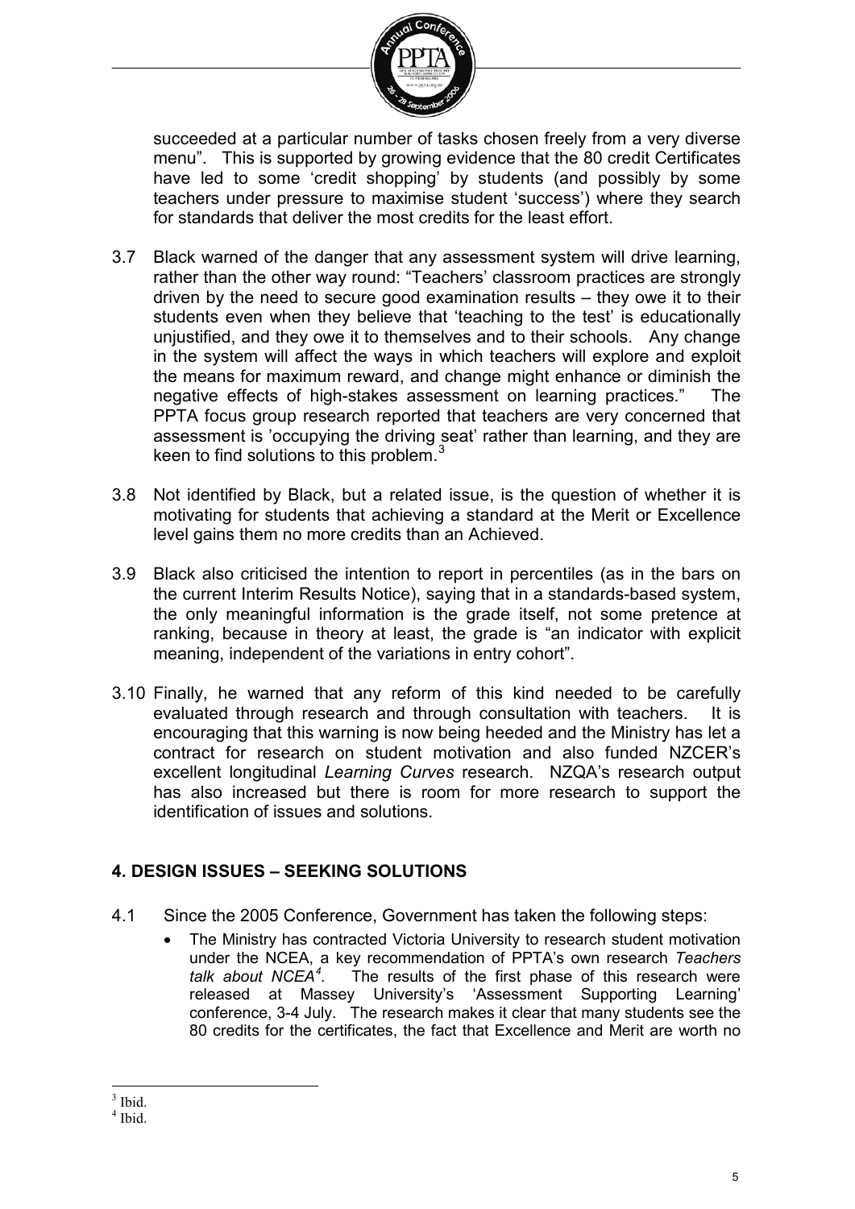succeeded at a particular number of tasks chosen freely from a very diverse menu". This is supported by growing evidence that the 80 credit Certificates have led to some 'credit shopping' by students (and possibly by some teachers under pressure to maximise student 'success') where they search for standards that deliver the most credits for the least effort.

3.7 Black warned of the danger that any assessment system will drive learning, rather than the other way round: "Teachers' classroom practices are strongly driven by the need to secure good examination results – they owe it to their students even when they believe that 'teaching to the test' is educationally unjustified, and they owe it to themselves and to their schools. Any change in the system will affect the ways in which teachers will explore and exploit the means for maximum reward, and change might enhance or diminish the negative effects of high-stakes assessment on learning practices." The PPTA focus group research reported that teachers are very concerned that assessment is 'occupying the driving seat' rather than learning, and they are keen to find solutions to this problem.[3]

3.8 Not identified by Black, but a related issue, is the question of whether it is motivating for students that achieving a standard at the Merit or Excellence level gains them no more credits than an Achieved.

3.9 Black also criticised the intention to report in percentiles (as in the bars on the current Interim Results Notice), saying that in a standards-based system, the only meaningful information is the grade itself, not some pretence at ranking, because in theory at least, the grade is "an indicator with explicit meaning, independent of the variations in entry cohort".

3.10 Finally, he warned that any reform of this kind needed to be carefully evaluated through research and through consultation with teachers. It is encouraging that this warning is now being heeded and the Ministry has let a contract for research on student motivation and also funded NZCER's excellent longitudinal *Learning Curves* research. NZQA's research output has also increased but there is room for more research to support the identification of issues and solutions.

## 4. DESIGN ISSUES – SEEKING SOLUTIONS

4.1 Since the 2005 Conference, Government has taken the following steps:

- The Ministry has contracted Victoria University to research student motivation under the NCEA, a key recommendation of PPTA's own research *Teachers talk about NCEA*[4]. The results of the first phase of this research were released at Massey University's 'Assessment Supporting Learning' conference, 3-4 July. The research makes it clear that many students see the 80 credits for the certificates, the fact that Excellence and Merit are worth no

---

[3] Ibid.

[4] Ibid.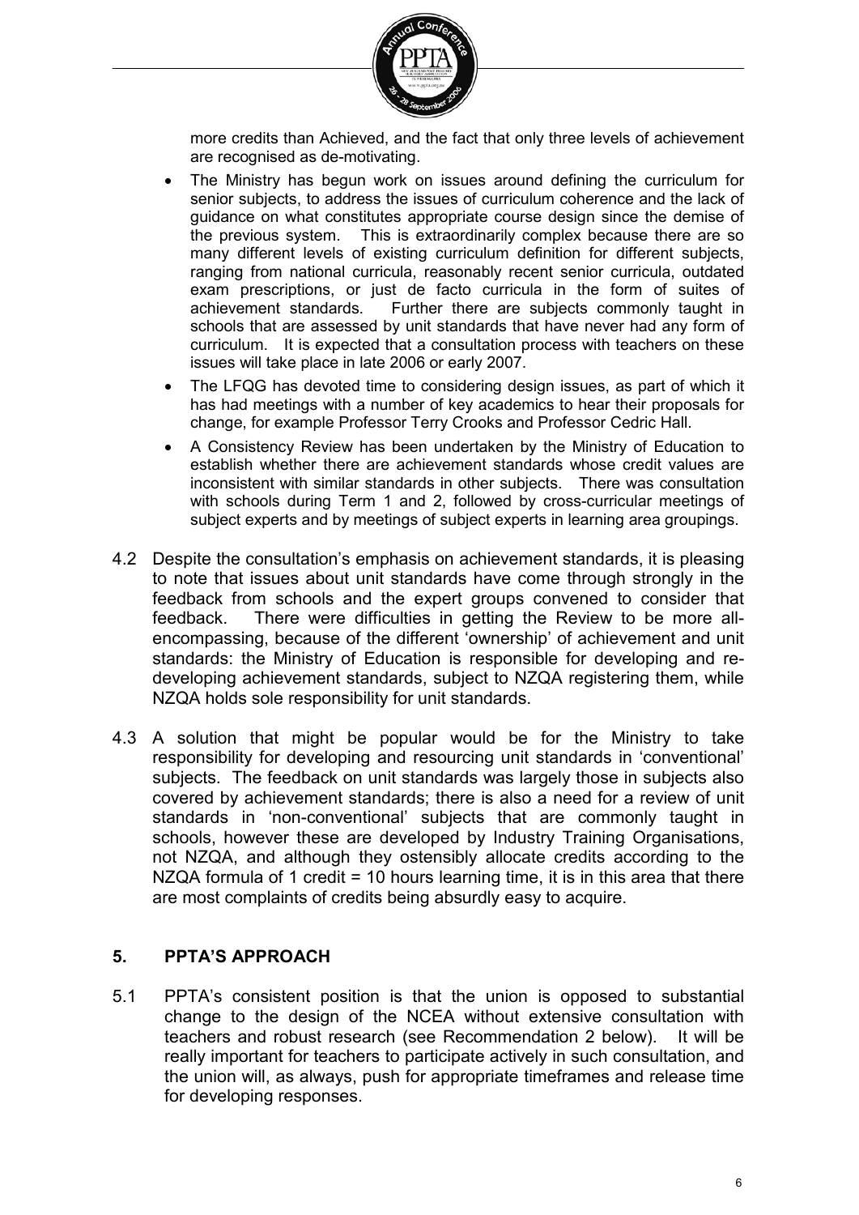more credits than Achieved, and the fact that only three levels of achievement are recognised as de-motivating.

- The Ministry has begun work on issues around defining the curriculum for senior subjects, to address the issues of curriculum coherence and the lack of guidance on what constitutes appropriate course design since the demise of the previous system. This is extraordinarily complex because there are so many different levels of existing curriculum definition for different subjects, ranging from national curricula, reasonably recent senior curricula, outdated exam prescriptions, or just de facto curricula in the form of suites of achievement standards. Further there are subjects commonly taught in schools that are assessed by unit standards that have never had any form of curriculum. It is expected that a consultation process with teachers on these issues will take place in late 2006 or early 2007.
- The LFQG has devoted time to considering design issues, as part of which it has had meetings with a number of key academics to hear their proposals for change, for example Professor Terry Crooks and Professor Cedric Hall.
- A Consistency Review has been undertaken by the Ministry of Education to establish whether there are achievement standards whose credit values are inconsistent with similar standards in other subjects. There was consultation with schools during Term 1 and 2, followed by cross-curricular meetings of subject experts and by meetings of subject experts in learning area groupings.

4.2 Despite the consultation's emphasis on achievement standards, it is pleasing to note that issues about unit standards have come through strongly in the feedback from schools and the expert groups convened to consider that feedback. There were difficulties in getting the Review to be more all-encompassing, because of the different 'ownership' of achievement and unit standards: the Ministry of Education is responsible for developing and re-developing achievement standards, subject to NZQA registering them, while NZQA holds sole responsibility for unit standards.

4.3 A solution that might be popular would be for the Ministry to take responsibility for developing and resourcing unit standards in 'conventional' subjects. The feedback on unit standards was largely those in subjects also covered by achievement standards; there is also a need for a review of unit standards in 'non-conventional' subjects that are commonly taught in schools, however these are developed by Industry Training Organisations, not NZQA, and although they ostensibly allocate credits according to the NZQA formula of 1 credit = 10 hours learning time, it is in this area that there are most complaints of credits being absurdly easy to acquire.

## 5. PPTA'S APPROACH

5.1 PPTA's consistent position is that the union is opposed to substantial change to the design of the NCEA without extensive consultation with teachers and robust research (see Recommendation 2 below). It will be really important for teachers to participate actively in such consultation, and the union will, as always, push for appropriate timeframes and release time for developing responses.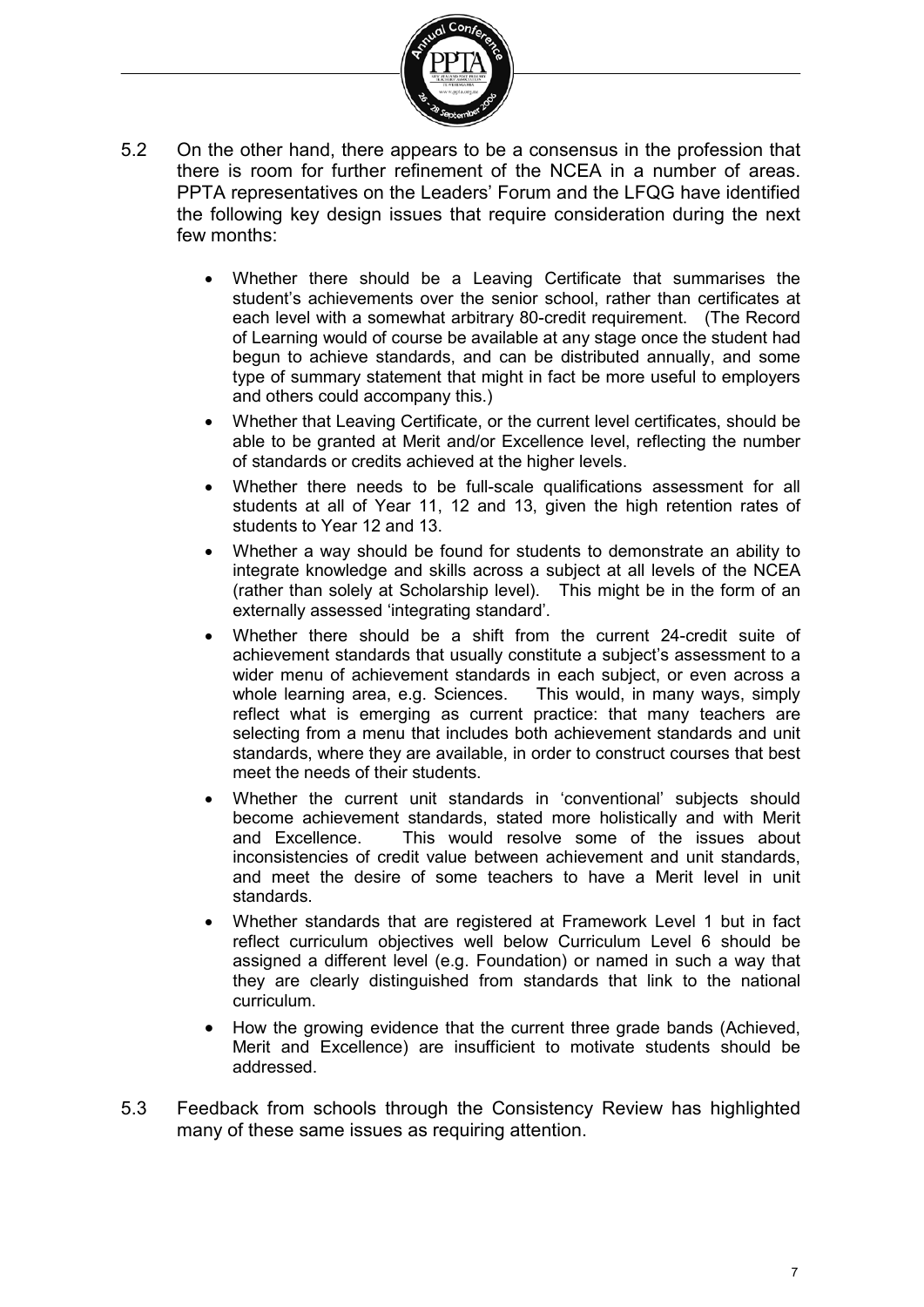5.2 On the other hand, there appears to be a consensus in the profession that there is room for further refinement of the NCEA in a number of areas. PPTA representatives on the Leaders' Forum and the LFQG have identified the following key design issues that require consideration during the next few months:

- Whether there should be a Leaving Certificate that summarises the student's achievements over the senior school, rather than certificates at each level with a somewhat arbitrary 80-credit requirement. (The Record of Learning would of course be available at any stage once the student had begun to achieve standards, and can be distributed annually, and some type of summary statement that might in fact be more useful to employers and others could accompany this.)
- Whether that Leaving Certificate, or the current level certificates, should be able to be granted at Merit and/or Excellence level, reflecting the number of standards or credits achieved at the higher levels.
- Whether there needs to be full-scale qualifications assessment for all students at all of Year 11, 12 and 13, given the high retention rates of students to Year 12 and 13.
- Whether a way should be found for students to demonstrate an ability to integrate knowledge and skills across a subject at all levels of the NCEA (rather than solely at Scholarship level). This might be in the form of an externally assessed 'integrating standard'.
- Whether there should be a shift from the current 24-credit suite of achievement standards that usually constitute a subject's assessment to a wider menu of achievement standards in each subject, or even across a whole learning area, e.g. Sciences. This would, in many ways, simply reflect what is emerging as current practice: that many teachers are selecting from a menu that includes both achievement standards and unit standards, where they are available, in order to construct courses that best meet the needs of their students.
- Whether the current unit standards in 'conventional' subjects should become achievement standards, stated more holistically and with Merit and Excellence. This would resolve some of the issues about inconsistencies of credit value between achievement and unit standards, and meet the desire of some teachers to have a Merit level in unit standards.
- Whether standards that are registered at Framework Level 1 but in fact reflect curriculum objectives well below Curriculum Level 6 should be assigned a different level (e.g. Foundation) or named in such a way that they are clearly distinguished from standards that link to the national curriculum.
- How the growing evidence that the current three grade bands (Achieved, Merit and Excellence) are insufficient to motivate students should be addressed.

5.3 Feedback from schools through the Consistency Review has highlighted many of these same issues as requiring attention.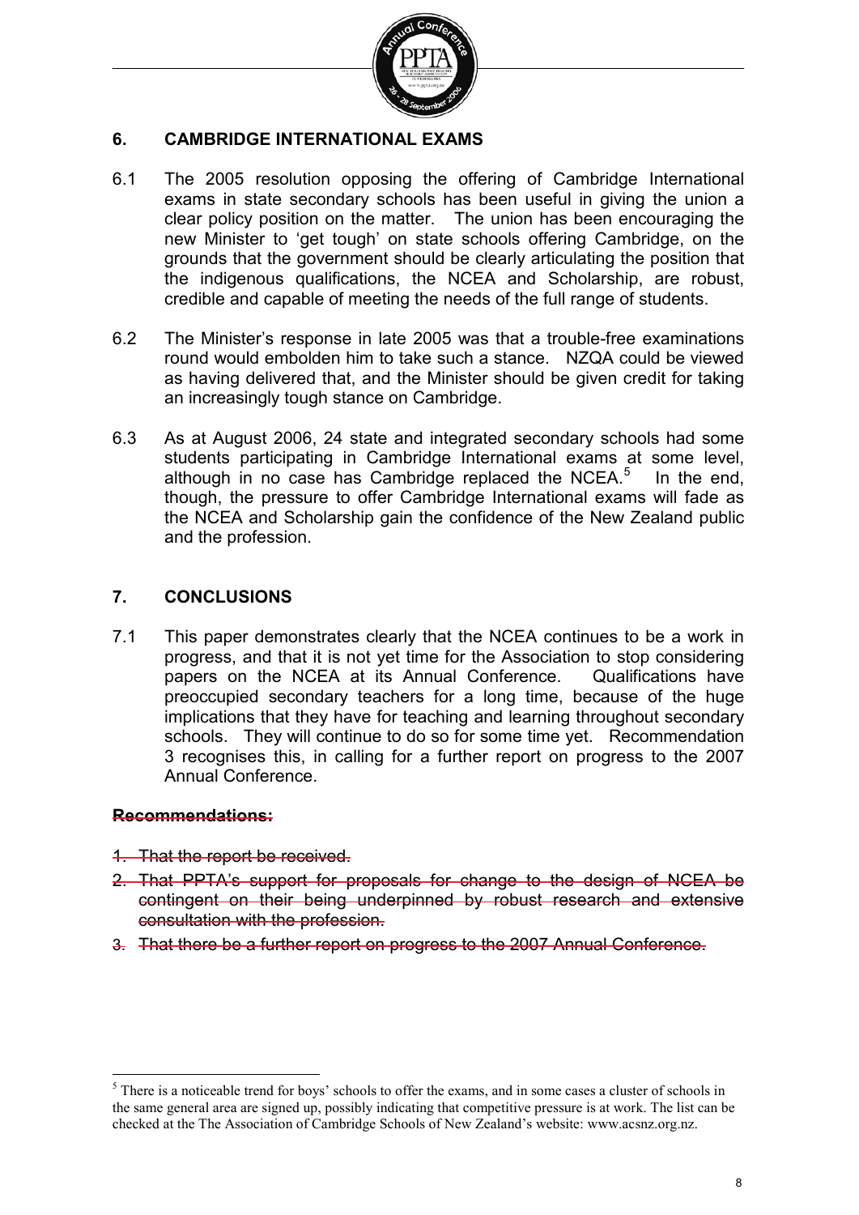## 6. CAMBRIDGE INTERNATIONAL EXAMS

6.1 The 2005 resolution opposing the offering of Cambridge International exams in state secondary schools has been useful in giving the union a clear policy position on the matter. The union has been encouraging the new Minister to 'get tough' on state schools offering Cambridge, on the grounds that the government should be clearly articulating the position that the indigenous qualifications, the NCEA and Scholarship, are robust, credible and capable of meeting the needs of the full range of students.

6.2 The Minister's response in late 2005 was that a trouble-free examinations round would embolden him to take such a stance. NZQA could be viewed as having delivered that, and the Minister should be given credit for taking an increasingly tough stance on Cambridge.

6.3 As at August 2006, 24 state and integrated secondary schools had some students participating in Cambridge International exams at some level, although in no case has Cambridge replaced the NCEA.[5] In the end, though, the pressure to offer Cambridge International exams will fade as the NCEA and Scholarship gain the confidence of the New Zealand public and the profession.

## 7. CONCLUSIONS

7.1 This paper demonstrates clearly that the NCEA continues to be a work in progress, and that it is not yet time for the Association to stop considering papers on the NCEA at its Annual Conference. Qualifications have preoccupied secondary teachers for a long time, because of the huge implications that they have for teaching and learning throughout secondary schools. They will continue to do so for some time yet. Recommendation 3 recognises this, in calling for a further report on progress to the 2007 Annual Conference.

~~**Recommendations:**~~

1. ~~That the report be received.~~
2. ~~That PPTA's support for proposals for change to the design of NCEA be contingent on their being underpinned by robust research and extensive consultation with the profession.~~
3. ~~That there be a further report on progress to the 2007 Annual Conference.~~

---

[5] There is a noticeable trend for boys' schools to offer the exams, and in some cases a cluster of schools in the same general area are signed up, possibly indicating that competitive pressure is at work. The list can be checked at the The Association of Cambridge Schools of New Zealand's website: www.acsnz.org.nz.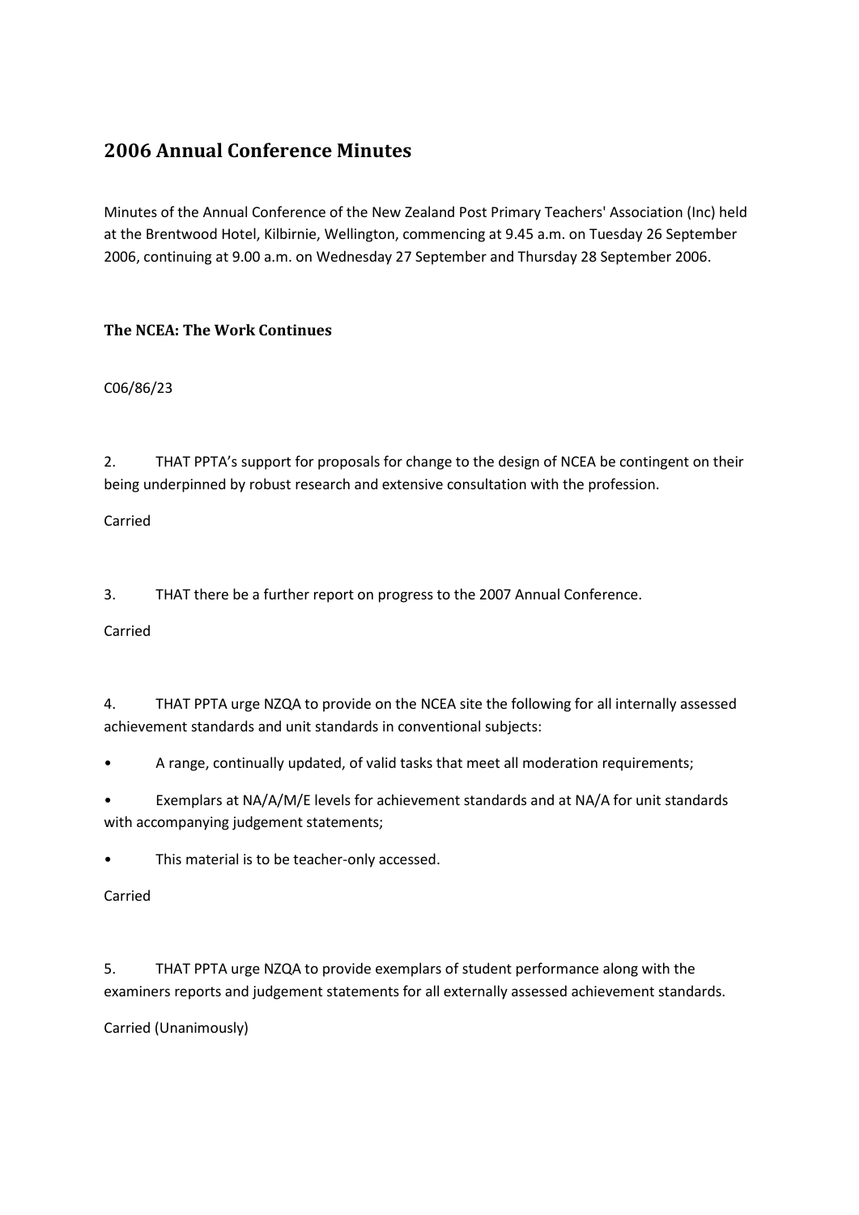## 2006 Annual Conference Minutes

Minutes of the Annual Conference of the New Zealand Post Primary Teachers' Association (Inc) held at the Brentwood Hotel, Kilbirnie, Wellington, commencing at 9.45 a.m. on Tuesday 26 September 2006, continuing at 9.00 a.m. on Wednesday 27 September and Thursday 28 September 2006.

### The NCEA: The Work Continues

C06/86/23

2. THAT PPTA's support for proposals for change to the design of NCEA be contingent on their being underpinned by robust research and extensive consultation with the profession.

Carried

3. THAT there be a further report on progress to the 2007 Annual Conference.

Carried

4. THAT PPTA urge NZQA to provide on the NCEA site the following for all internally assessed achievement standards and unit standards in conventional subjects:

- A range, continually updated, of valid tasks that meet all moderation requirements;
- Exemplars at NA/A/M/E levels for achievement standards and at NA/A for unit standards with accompanying judgement statements;
- This material is to be teacher-only accessed.

Carried

5. THAT PPTA urge NZQA to provide exemplars of student performance along with the examiners reports and judgement statements for all externally assessed achievement standards.

Carried (Unanimously)